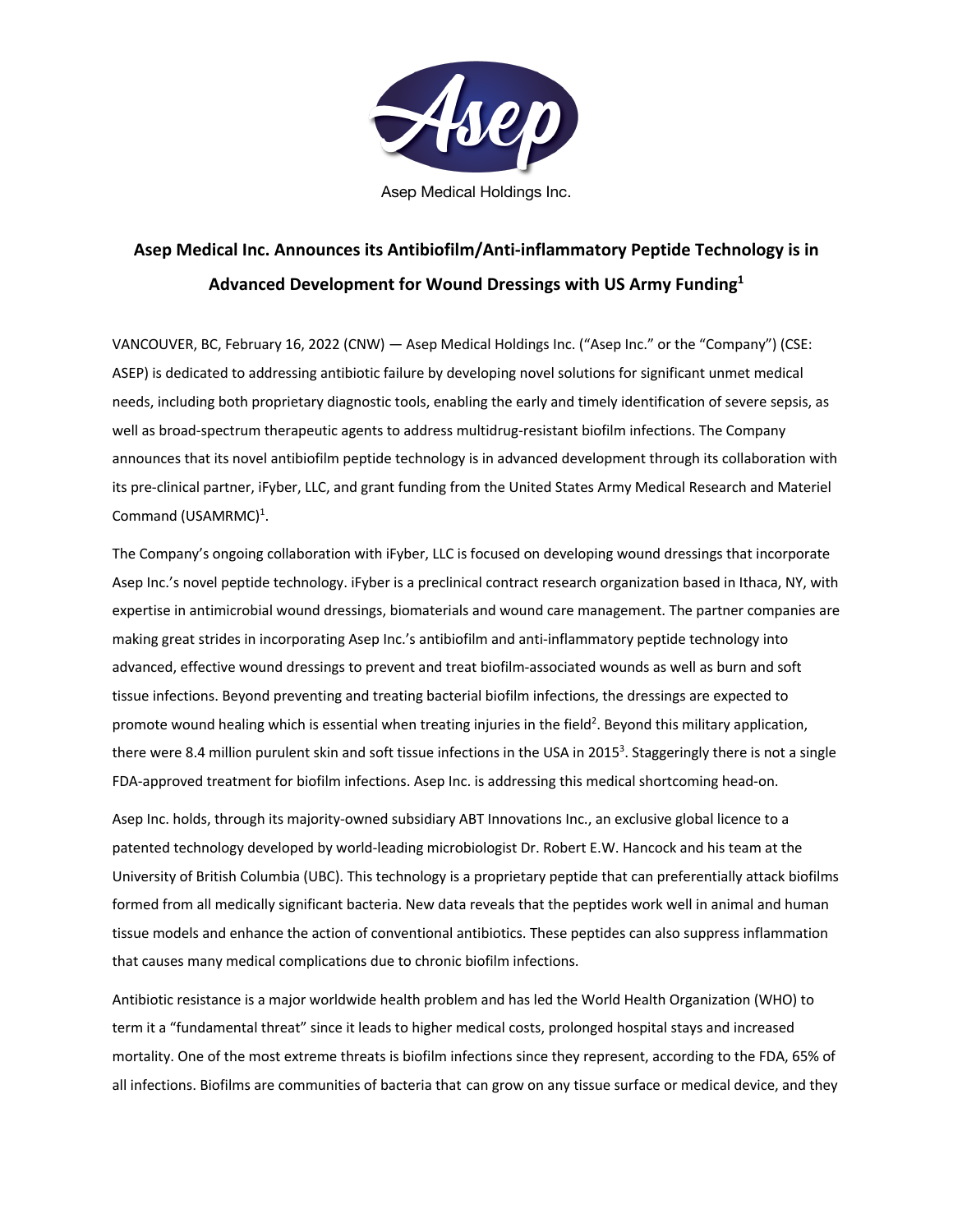Asep Medical Holdings Inc.

# Asep Medical Inc. Announces its Antibiofilm/Anti-inflammatory Peptide Technology is in Advanced Development for Wound Dressings with US Army Funding[1]

VANCOUVER, BC, February 16, 2022 (CNW) — Asep Medical Holdings Inc. ("Asep Inc." or the "Company") (CSE: ASEP) is dedicated to addressing antibiotic failure by developing novel solutions for significant unmet medical needs, including both proprietary diagnostic tools, enabling the early and timely identification of severe sepsis, as well as broad-spectrum therapeutic agents to address multidrug-resistant biofilm infections. The Company announces that its novel antibiofilm peptide technology is in advanced development through its collaboration with its pre-clinical partner, iFyber, LLC, and grant funding from the United States Army Medical Research and Materiel Command (USAMRMC)[1].

The Company's ongoing collaboration with iFyber, LLC is focused on developing wound dressings that incorporate Asep Inc.'s novel peptide technology. iFyber is a preclinical contract research organization based in Ithaca, NY, with expertise in antimicrobial wound dressings, biomaterials and wound care management. The partner companies are making great strides in incorporating Asep Inc.'s antibiofilm and anti-inflammatory peptide technology into advanced, effective wound dressings to prevent and treat biofilm-associated wounds as well as burn and soft tissue infections. Beyond preventing and treating bacterial biofilm infections, the dressings are expected to promote wound healing which is essential when treating injuries in the field[2]. Beyond this military application, there were 8.4 million purulent skin and soft tissue infections in the USA in 2015[3]. Staggeringly there is not a single FDA-approved treatment for biofilm infections. Asep Inc. is addressing this medical shortcoming head-on.

Asep Inc. holds, through its majority-owned subsidiary ABT Innovations Inc., an exclusive global licence to a patented technology developed by world-leading microbiologist Dr. Robert E.W. Hancock and his team at the University of British Columbia (UBC). This technology is a proprietary peptide that can preferentially attack biofilms formed from all medically significant bacteria. New data reveals that the peptides work well in animal and human tissue models and enhance the action of conventional antibiotics. These peptides can also suppress inflammation that causes many medical complications due to chronic biofilm infections.

Antibiotic resistance is a major worldwide health problem and has led the World Health Organization (WHO) to term it a "fundamental threat" since it leads to higher medical costs, prolonged hospital stays and increased mortality. One of the most extreme threats is biofilm infections since they represent, according to the FDA, 65% of all infections. Biofilms are communities of bacteria that can grow on any tissue surface or medical device, and they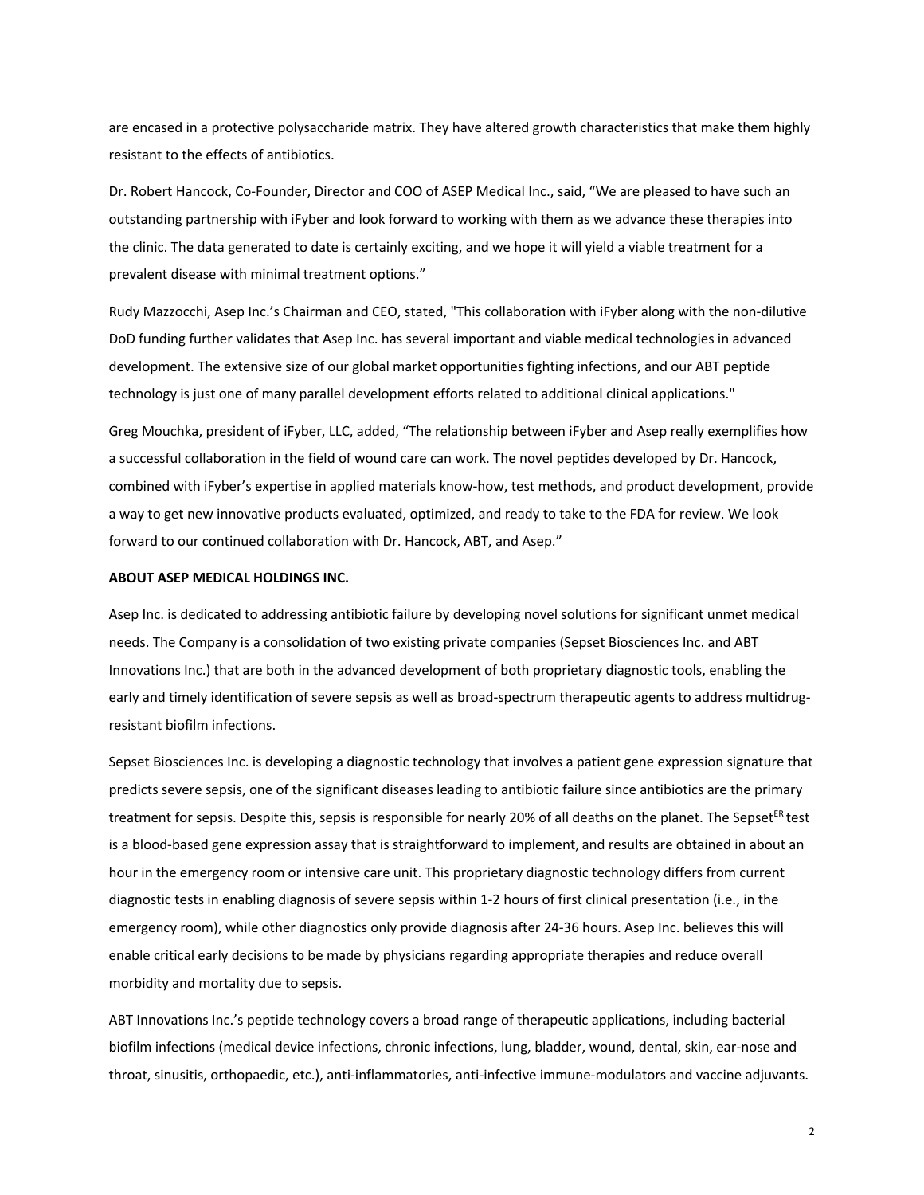are encased in a protective polysaccharide matrix. They have altered growth characteristics that make them highly resistant to the effects of antibiotics.

Dr. Robert Hancock, Co-Founder, Director and COO of ASEP Medical Inc., said, “We are pleased to have such an outstanding partnership with iFyber and look forward to working with them as we advance these therapies into the clinic. The data generated to date is certainly exciting, and we hope it will yield a viable treatment for a prevalent disease with minimal treatment options.”

Rudy Mazzocchi, Asep Inc.’s Chairman and CEO, stated, "This collaboration with iFyber along with the non-dilutive DoD funding further validates that Asep Inc. has several important and viable medical technologies in advanced development. The extensive size of our global market opportunities fighting infections, and our ABT peptide technology is just one of many parallel development efforts related to additional clinical applications."

Greg Mouchka, president of iFyber, LLC, added, “The relationship between iFyber and Asep really exemplifies how a successful collaboration in the field of wound care can work. The novel peptides developed by Dr. Hancock, combined with iFyber’s expertise in applied materials know-how, test methods, and product development, provide a way to get new innovative products evaluated, optimized, and ready to take to the FDA for review. We look forward to our continued collaboration with Dr. Hancock, ABT, and Asep.”

**ABOUT ASEP MEDICAL HOLDINGS INC.**

Asep Inc. is dedicated to addressing antibiotic failure by developing novel solutions for significant unmet medical needs. The Company is a consolidation of two existing private companies (Sepset Biosciences Inc. and ABT Innovations Inc.) that are both in the advanced development of both proprietary diagnostic tools, enabling the early and timely identification of severe sepsis as well as broad-spectrum therapeutic agents to address multidrug-resistant biofilm infections.

Sepset Biosciences Inc. is developing a diagnostic technology that involves a patient gene expression signature that predicts severe sepsis, one of the significant diseases leading to antibiotic failure since antibiotics are the primary treatment for sepsis. Despite this, sepsis is responsible for nearly 20% of all deaths on the planet. The Sepset[ER] test is a blood-based gene expression assay that is straightforward to implement, and results are obtained in about an hour in the emergency room or intensive care unit. This proprietary diagnostic technology differs from current diagnostic tests in enabling diagnosis of severe sepsis within 1-2 hours of first clinical presentation (i.e., in the emergency room), while other diagnostics only provide diagnosis after 24-36 hours. Asep Inc. believes this will enable critical early decisions to be made by physicians regarding appropriate therapies and reduce overall morbidity and mortality due to sepsis.

ABT Innovations Inc.’s peptide technology covers a broad range of therapeutic applications, including bacterial biofilm infections (medical device infections, chronic infections, lung, bladder, wound, dental, skin, ear-nose and throat, sinusitis, orthopaedic, etc.), anti-inflammatories, anti-infective immune-modulators and vaccine adjuvants.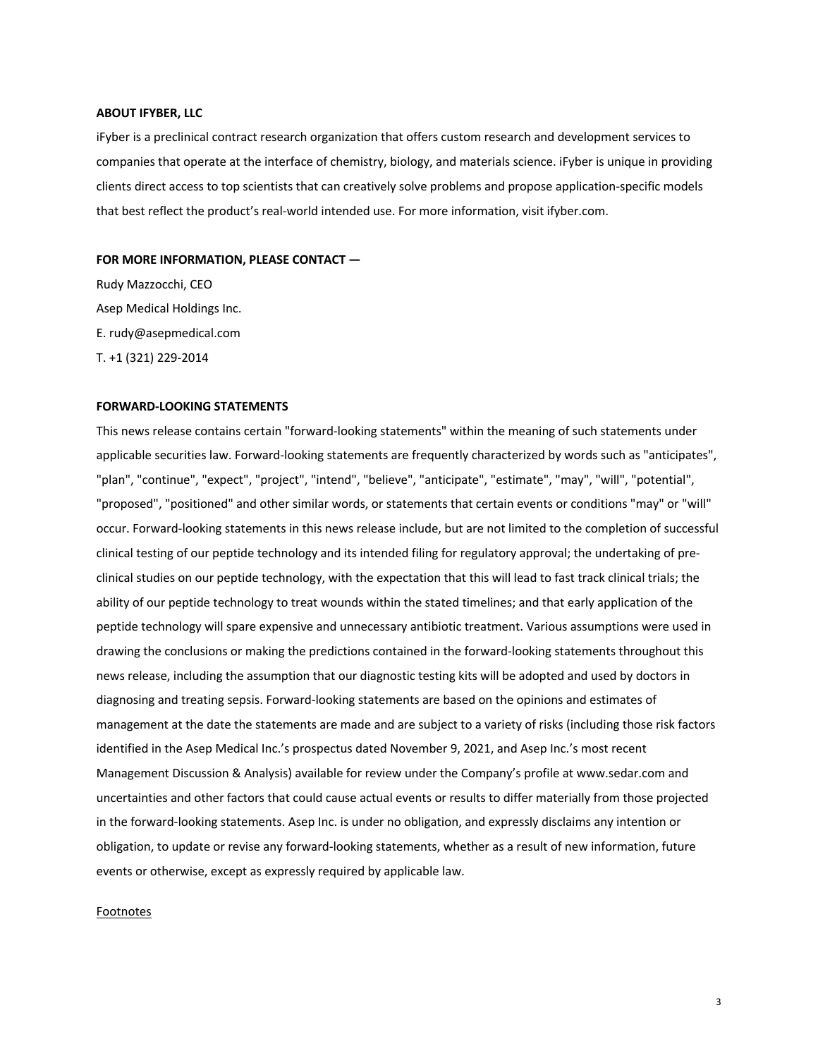**ABOUT IFYBER, LLC**

iFyber is a preclinical contract research organization that offers custom research and development services to companies that operate at the interface of chemistry, biology, and materials science. iFyber is unique in providing clients direct access to top scientists that can creatively solve problems and propose application-specific models that best reflect the product's real-world intended use. For more information, visit ifyber.com.

**FOR MORE INFORMATION, PLEASE CONTACT —**

Rudy Mazzocchi, CEO
Asep Medical Holdings Inc.
E. rudy@asepmedical.com
T. +1 (321) 229-2014

**FORWARD-LOOKING STATEMENTS**

This news release contains certain "forward-looking statements" within the meaning of such statements under applicable securities law. Forward-looking statements are frequently characterized by words such as "anticipates", "plan", "continue", "expect", "project", "intend", "believe", "anticipate", "estimate", "may", "will", "potential", "proposed", "positioned" and other similar words, or statements that certain events or conditions "may" or "will" occur. Forward-looking statements in this news release include, but are not limited to the completion of successful clinical testing of our peptide technology and its intended filing for regulatory approval; the undertaking of pre-clinical studies on our peptide technology, with the expectation that this will lead to fast track clinical trials; the ability of our peptide technology to treat wounds within the stated timelines; and that early application of the peptide technology will spare expensive and unnecessary antibiotic treatment. Various assumptions were used in drawing the conclusions or making the predictions contained in the forward-looking statements throughout this news release, including the assumption that our diagnostic testing kits will be adopted and used by doctors in diagnosing and treating sepsis. Forward-looking statements are based on the opinions and estimates of management at the date the statements are made and are subject to a variety of risks (including those risk factors identified in the Asep Medical Inc.'s prospectus dated November 9, 2021, and Asep Inc.'s most recent Management Discussion & Analysis) available for review under the Company's profile at www.sedar.com and uncertainties and other factors that could cause actual events or results to differ materially from those projected in the forward-looking statements. Asep Inc. is under no obligation, and expressly disclaims any intention or obligation, to update or revise any forward-looking statements, whether as a result of new information, future events or otherwise, except as expressly required by applicable law.

Footnotes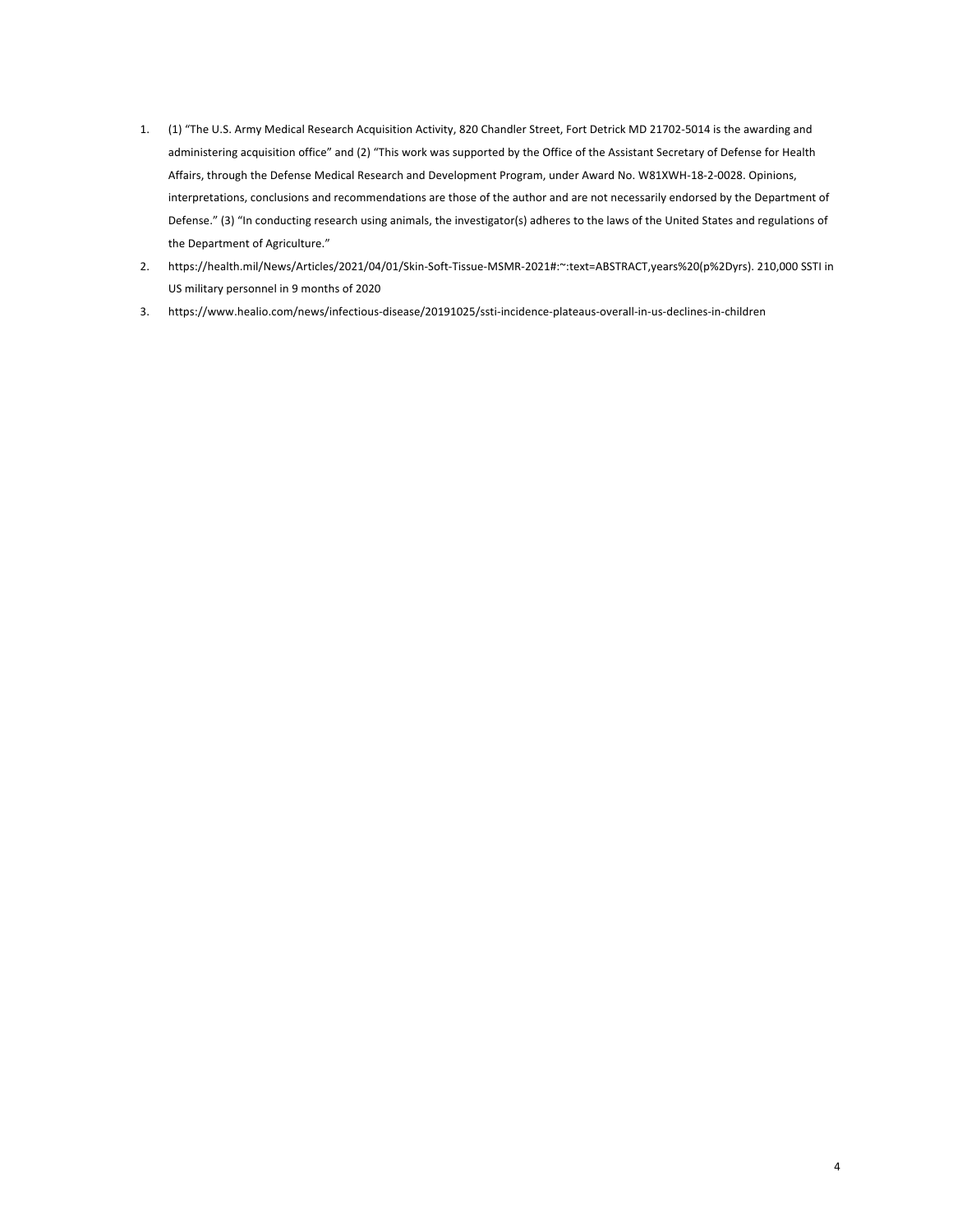1. (1) "The U.S. Army Medical Research Acquisition Activity, 820 Chandler Street, Fort Detrick MD 21702-5014 is the awarding and administering acquisition office" and (2) "This work was supported by the Office of the Assistant Secretary of Defense for Health Affairs, through the Defense Medical Research and Development Program, under Award No. W81XWH-18-2-0028. Opinions, interpretations, conclusions and recommendations are those of the author and are not necessarily endorsed by the Department of Defense." (3) "In conducting research using animals, the investigator(s) adheres to the laws of the United States and regulations of the Department of Agriculture."
2. https://health.mil/News/Articles/2021/04/01/Skin-Soft-Tissue-MSMR-2021#:~:text=ABSTRACT,years%20(p%2Dyrs). 210,000 SSTI in US military personnel in 9 months of 2020
3. https://www.healio.com/news/infectious-disease/20191025/ssti-incidence-plateaus-overall-in-us-declines-in-children